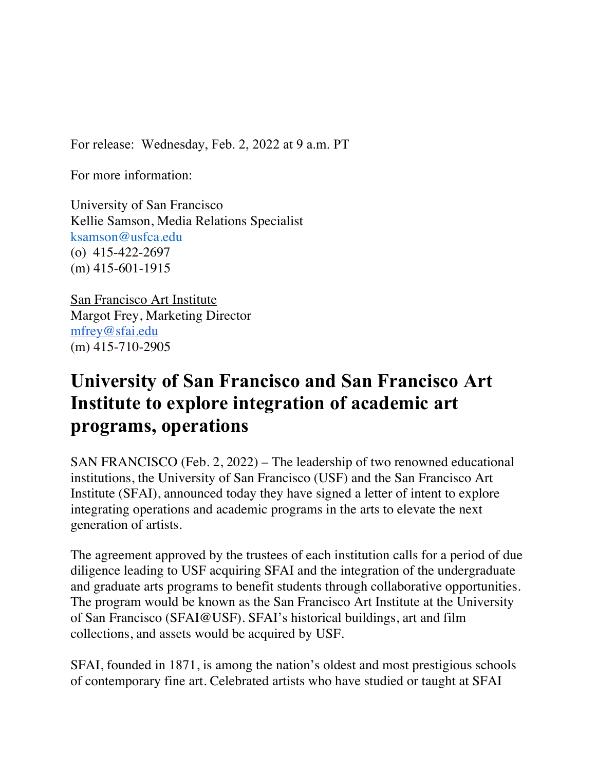For release: Wednesday, Feb. 2, 2022 at 9 a.m. PT

For more information:

University of San Francisco
Kellie Samson, Media Relations Specialist
ksamson@usfca.edu
(o) 415-422-2697
(m) 415-601-1915

San Francisco Art Institute
Margot Frey, Marketing Director
mfrey@sfai.edu
(m) 415-710-2905

# University of San Francisco and San Francisco Art Institute to explore integration of academic art programs, operations

SAN FRANCISCO (Feb. 2, 2022) – The leadership of two renowned educational institutions, the University of San Francisco (USF) and the San Francisco Art Institute (SFAI), announced today they have signed a letter of intent to explore integrating operations and academic programs in the arts to elevate the next generation of artists.

The agreement approved by the trustees of each institution calls for a period of due diligence leading to USF acquiring SFAI and the integration of the undergraduate and graduate arts programs to benefit students through collaborative opportunities. The program would be known as the San Francisco Art Institute at the University of San Francisco (SFAI@USF). SFAI's historical buildings, art and film collections, and assets would be acquired by USF.

SFAI, founded in 1871, is among the nation's oldest and most prestigious schools of contemporary fine art. Celebrated artists who have studied or taught at SFAI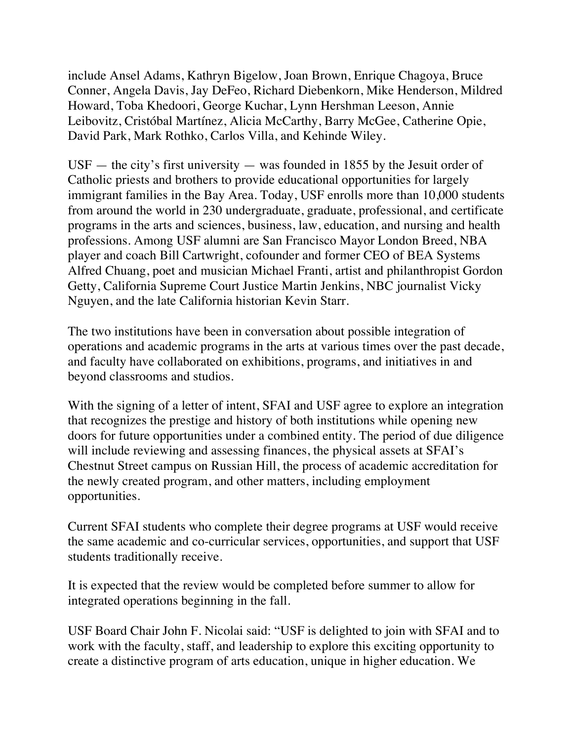include Ansel Adams, Kathryn Bigelow, Joan Brown, Enrique Chagoya, Bruce Conner, Angela Davis, Jay DeFeo, Richard Diebenkorn, Mike Henderson, Mildred Howard, Toba Khedoori, George Kuchar, Lynn Hershman Leeson, Annie Leibovitz, Cristóbal Martínez, Alicia McCarthy, Barry McGee, Catherine Opie, David Park, Mark Rothko, Carlos Villa, and Kehinde Wiley.

USF — the city's first university — was founded in 1855 by the Jesuit order of Catholic priests and brothers to provide educational opportunities for largely immigrant families in the Bay Area. Today, USF enrolls more than 10,000 students from around the world in 230 undergraduate, graduate, professional, and certificate programs in the arts and sciences, business, law, education, and nursing and health professions. Among USF alumni are San Francisco Mayor London Breed, NBA player and coach Bill Cartwright, cofounder and former CEO of BEA Systems Alfred Chuang, poet and musician Michael Franti, artist and philanthropist Gordon Getty, California Supreme Court Justice Martin Jenkins, NBC journalist Vicky Nguyen, and the late California historian Kevin Starr.

The two institutions have been in conversation about possible integration of operations and academic programs in the arts at various times over the past decade, and faculty have collaborated on exhibitions, programs, and initiatives in and beyond classrooms and studios.

With the signing of a letter of intent, SFAI and USF agree to explore an integration that recognizes the prestige and history of both institutions while opening new doors for future opportunities under a combined entity. The period of due diligence will include reviewing and assessing finances, the physical assets at SFAI's Chestnut Street campus on Russian Hill, the process of academic accreditation for the newly created program, and other matters, including employment opportunities.

Current SFAI students who complete their degree programs at USF would receive the same academic and co-curricular services, opportunities, and support that USF students traditionally receive.

It is expected that the review would be completed before summer to allow for integrated operations beginning in the fall.

USF Board Chair John F. Nicolai said: "USF is delighted to join with SFAI and to work with the faculty, staff, and leadership to explore this exciting opportunity to create a distinctive program of arts education, unique in higher education. We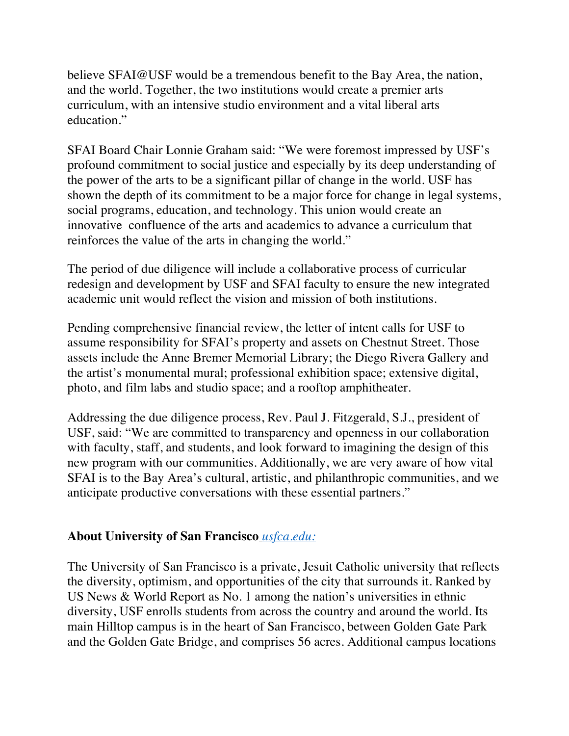believe SFAI@USF would be a tremendous benefit to the Bay Area, the nation, and the world. Together, the two institutions would create a premier arts curriculum, with an intensive studio environment and a vital liberal arts education."

SFAI Board Chair Lonnie Graham said: "We were foremost impressed by USF's profound commitment to social justice and especially by its deep understanding of the power of the arts to be a significant pillar of change in the world. USF has shown the depth of its commitment to be a major force for change in legal systems, social programs, education, and technology. This union would create an innovative confluence of the arts and academics to advance a curriculum that reinforces the value of the arts in changing the world."

The period of due diligence will include a collaborative process of curricular redesign and development by USF and SFAI faculty to ensure the new integrated academic unit would reflect the vision and mission of both institutions.

Pending comprehensive financial review, the letter of intent calls for USF to assume responsibility for SFAI's property and assets on Chestnut Street. Those assets include the Anne Bremer Memorial Library; the Diego Rivera Gallery and the artist's monumental mural; professional exhibition space; extensive digital, photo, and film labs and studio space; and a rooftop amphitheater.

Addressing the due diligence process, Rev. Paul J. Fitzgerald, S.J., president of USF, said: "We are committed to transparency and openness in our collaboration with faculty, staff, and students, and look forward to imagining the design of this new program with our communities. Additionally, we are very aware of how vital SFAI is to the Bay Area's cultural, artistic, and philanthropic communities, and we anticipate productive conversations with these essential partners."

**About University of San Francisco** *usfca.edu:*

The University of San Francisco is a private, Jesuit Catholic university that reflects the diversity, optimism, and opportunities of the city that surrounds it. Ranked by US News & World Report as No. 1 among the nation's universities in ethnic diversity, USF enrolls students from across the country and around the world. Its main Hilltop campus is in the heart of San Francisco, between Golden Gate Park and the Golden Gate Bridge, and comprises 56 acres. Additional campus locations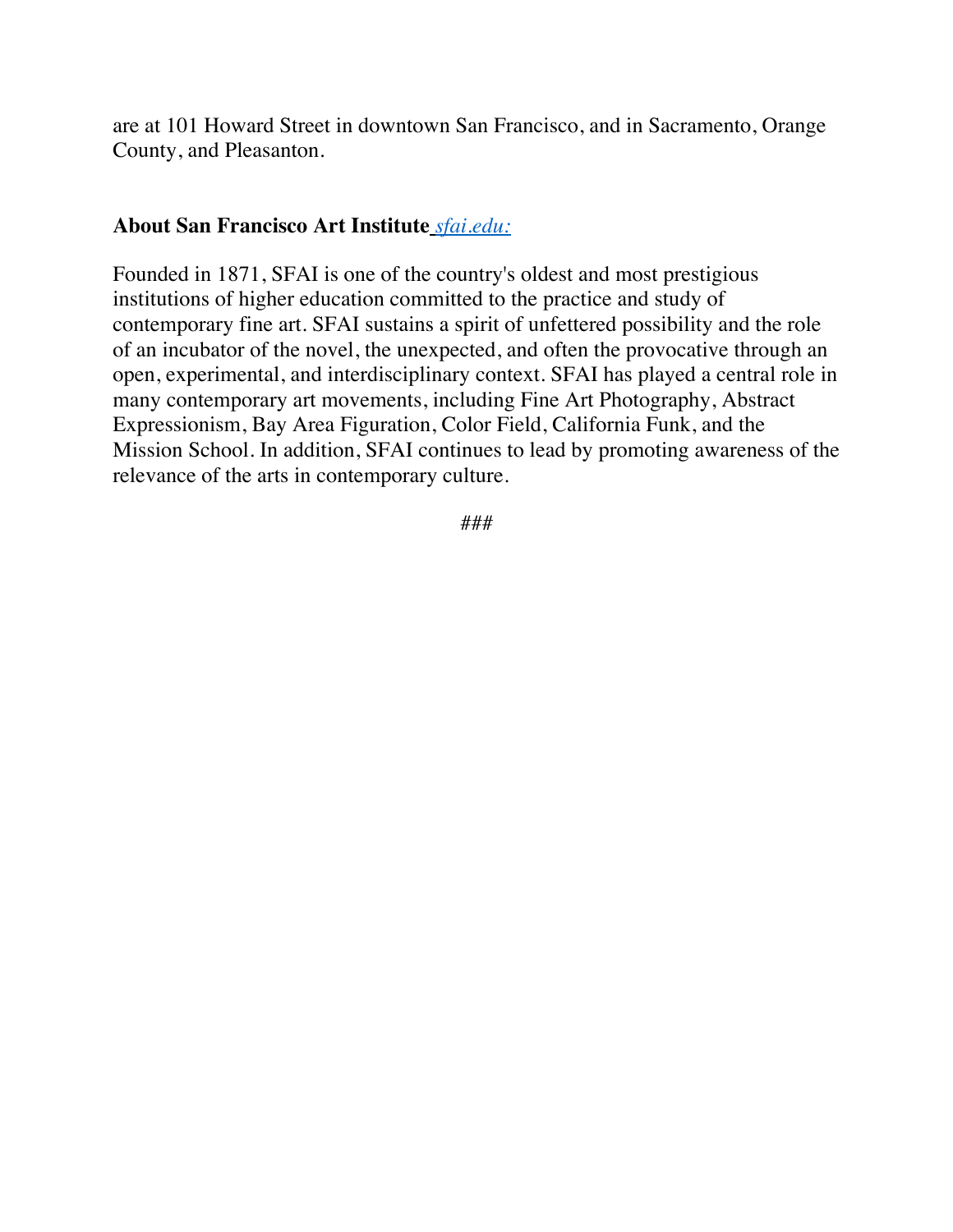are at 101 Howard Street in downtown San Francisco, and in Sacramento, Orange County, and Pleasanton.

**About San Francisco Art Institute** *sfai.edu:*

Founded in 1871, SFAI is one of the country's oldest and most prestigious institutions of higher education committed to the practice and study of contemporary fine art. SFAI sustains a spirit of unfettered possibility and the role of an incubator of the novel, the unexpected, and often the provocative through an open, experimental, and interdisciplinary context. SFAI has played a central role in many contemporary art movements, including Fine Art Photography, Abstract Expressionism, Bay Area Figuration, Color Field, California Funk, and the Mission School. In addition, SFAI continues to lead by promoting awareness of the relevance of the arts in contemporary culture.

###